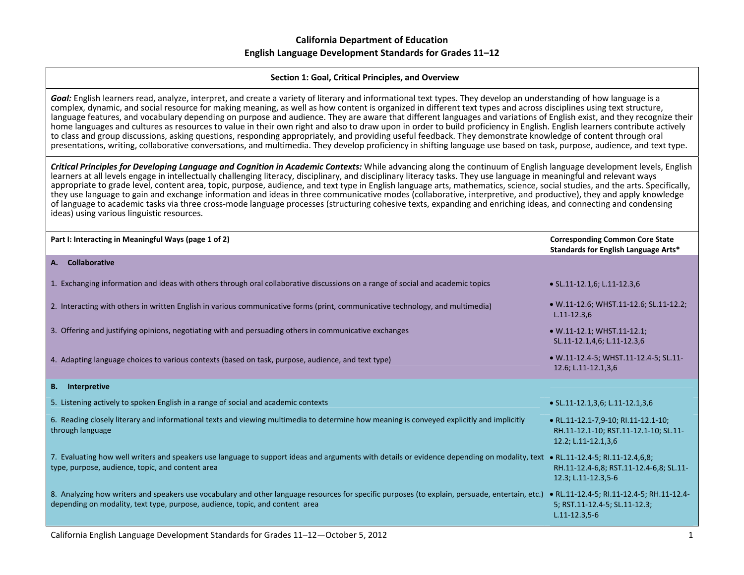# California Department of Education
## English Language Development Standards for Grades 11–12

### Section 1: Goal, Critical Principles, and Overview

***Goal:*** English learners read, analyze, interpret, and create a variety of literary and informational text types. They develop an understanding of how language is a complex, dynamic, and social resource for making meaning, as well as how content is organized in different text types and across disciplines using text structure, language features, and vocabulary depending on purpose and audience. They are aware that different languages and variations of English exist, and they recognize their home languages and cultures as resources to value in their own right and also to draw upon in order to build proficiency in English. English learners contribute actively to class and group discussions, asking questions, responding appropriately, and providing useful feedback. They demonstrate knowledge of content through oral presentations, writing, collaborative conversations, and multimedia. They develop proficiency in shifting language use based on task, purpose, audience, and text type.

***Critical Principles for Developing Language and Cognition in Academic Contexts:*** While advancing along the continuum of English language development levels, English learners at all levels engage in intellectually challenging literacy, disciplinary, and disciplinary literacy tasks. They use language in meaningful and relevant ways appropriate to grade level, content area, topic, purpose, audience, and text type in English language arts, mathematics, science, social studies, and the arts. Specifically, they use language to gain and exchange information and ideas in three communicative modes (collaborative, interpretive, and productive), they and apply knowledge of language to academic tasks via three cross-mode language processes (structuring cohesive texts, expanding and enriching ideas, and connecting and condensing ideas) using various linguistic resources.

| **Part I: Interacting in Meaningful Ways (page 1 of 2)** | **Corresponding Common Core State Standards for English Language Arts*** |
|---|---|
| **A. Collaborative** | |
| 1. Exchanging information and ideas with others through oral collaborative discussions on a range of social and academic topics | • SL.11-12.1,6; L.11-12.3,6 |
| 2. Interacting with others in written English in various communicative forms (print, communicative technology, and multimedia) | • W.11-12.6; WHST.11-12.6; SL.11-12.2; L.11-12.3,6 |
| 3. Offering and justifying opinions, negotiating with and persuading others in communicative exchanges | • W.11-12.1; WHST.11-12.1; SL.11-12.1,4,6; L.11-12.3,6 |
| 4. Adapting language choices to various contexts (based on task, purpose, audience, and text type) | • W.11-12.4-5; WHST.11-12.4-5; SL.11-12.6; L.11-12.1,3,6 |
| **B. Interpretive** | |
| 5. Listening actively to spoken English in a range of social and academic contexts | • SL.11-12.1,3,6; L.11-12.1,3,6 |
| 6. Reading closely literary and informational texts and viewing multimedia to determine how meaning is conveyed explicitly and implicitly through language | • RL.11-12.1-7,9-10; RI.11-12.1-10; RH.11-12.1-10; RST.11-12.1-10; SL.11-12.2; L.11-12.1,3,6 |
| 7. Evaluating how well writers and speakers use language to support ideas and arguments with details or evidence depending on modality, text type, purpose, audience, topic, and content area | • RL.11-12.4-5; RI.11-12.4,6,8; RH.11-12.4-6,8; RST.11-12.4-6,8; SL.11-12.3; L.11-12.3,5-6 |
| 8. Analyzing how writers and speakers use vocabulary and other language resources for specific purposes (to explain, persuade, entertain, etc.) depending on modality, text type, purpose, audience, topic, and content area | • RL.11-12.4-5; RI.11-12.4-5; RH.11-12.4-5; RST.11-12.4-5; SL.11-12.3; L.11-12.3,5-6 |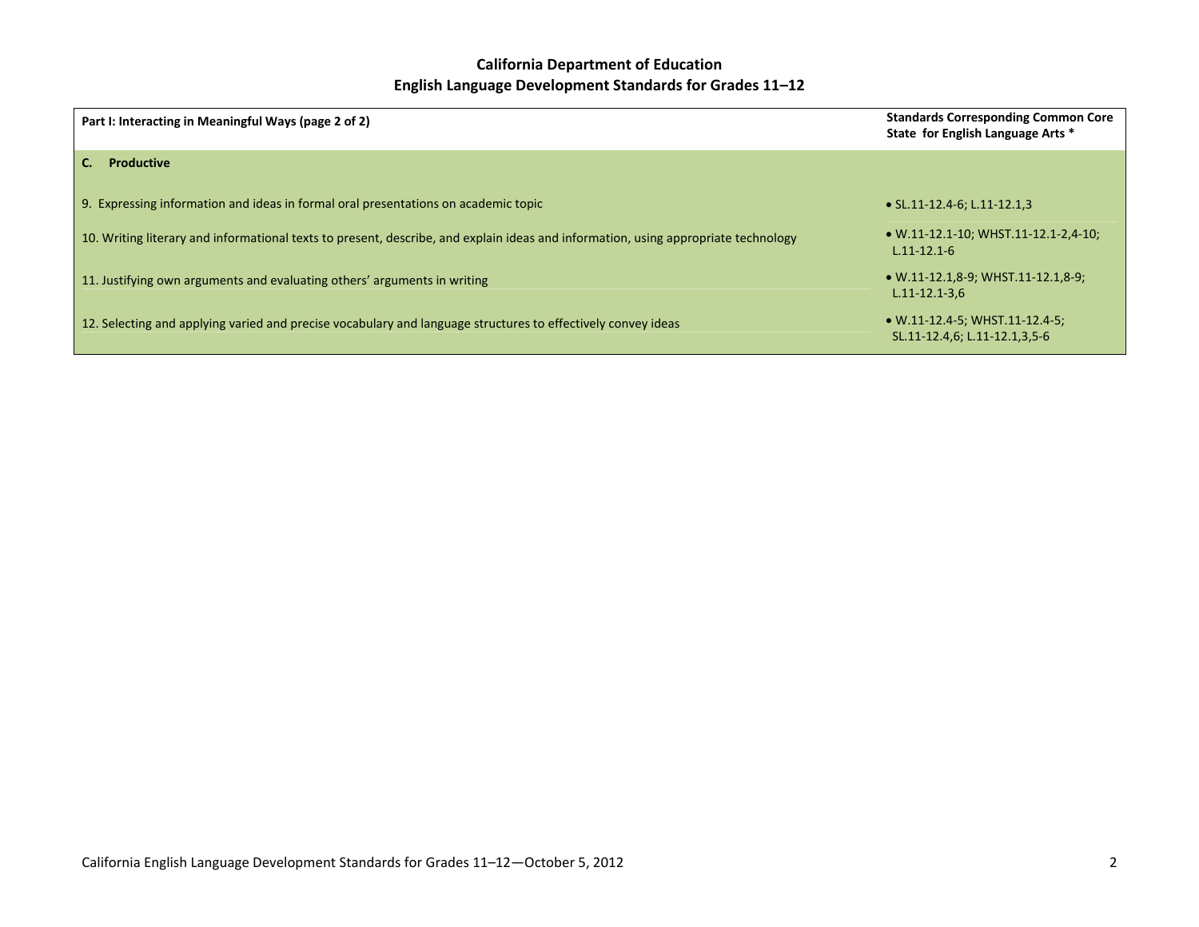**California Department of Education**
**English Language Development Standards for Grades 11–12**

| Part I: Interacting in Meaningful Ways (page 2 of 2) | Standards Corresponding Common Core State for English Language Arts * |
|---|---|
| **C. Productive** | |
| 9. Expressing information and ideas in formal oral presentations on academic topic | • SL.11-12.4-6; L.11-12.1,3 |
| 10. Writing literary and informational texts to present, describe, and explain ideas and information, using appropriate technology | • W.11-12.1-10; WHST.11-12.1-2,4-10; L.11-12.1-6 |
| 11. Justifying own arguments and evaluating others' arguments in writing | • W.11-12.1,8-9; WHST.11-12.1,8-9; L.11-12.1-3,6 |
| 12. Selecting and applying varied and precise vocabulary and language structures to effectively convey ideas | • W.11-12.4-5; WHST.11-12.4-5; SL.11-12.4,6; L.11-12.1,3,5-6 |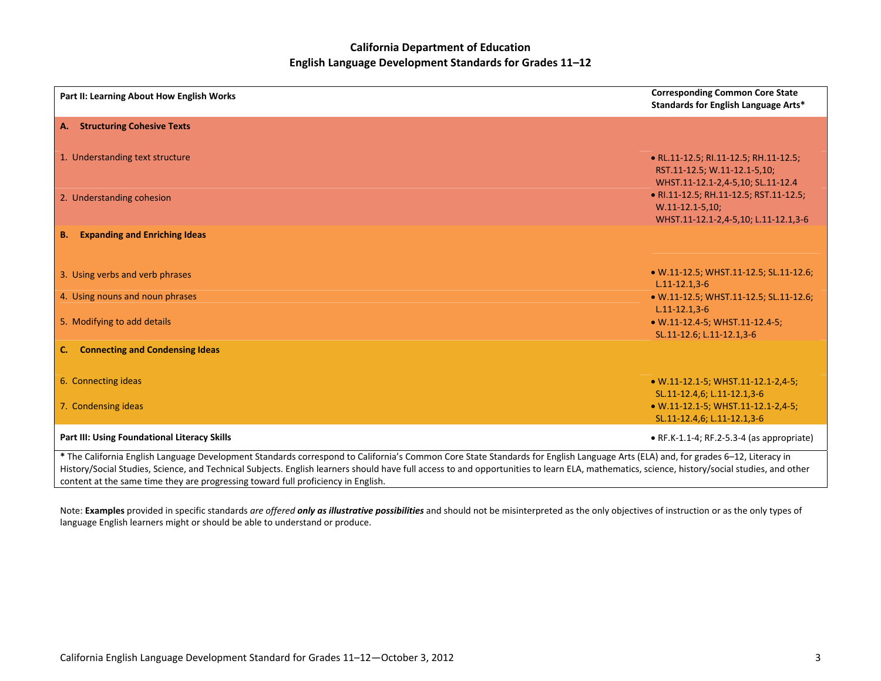**California Department of Education**
**English Language Development Standards for Grades 11–12**

| **Part II: Learning About How English Works** | **Corresponding Common Core State Standards for English Language Arts*** |
|---|---|
| **A. Structuring Cohesive Texts** | |
| 1. Understanding text structure | • RL.11-12.5; RI.11-12.5; RH.11-12.5; RST.11-12.5; W.11-12.1-5,10; WHST.11-12.1-2,4-5,10; SL.11-12.4 |
| 2. Understanding cohesion | • RI.11-12.5; RH.11-12.5; RST.11-12.5; W.11-12.1-5,10; WHST.11-12.1-2,4-5,10; L.11-12.1,3-6 |
| **B. Expanding and Enriching Ideas** | |
| 3. Using verbs and verb phrases | • W.11-12.5; WHST.11-12.5; SL.11-12.6; L.11-12.1,3-6 |
| 4. Using nouns and noun phrases | • W.11-12.5; WHST.11-12.5; SL.11-12.6; L.11-12.1,3-6 |
| 5. Modifying to add details | • W.11-12.4-5; WHST.11-12.4-5; SL.11-12.6; L.11-12.1,3-6 |
| **C. Connecting and Condensing Ideas** | |
| 6. Connecting ideas | • W.11-12.1-5; WHST.11-12.1-2,4-5; SL.11-12.4,6; L.11-12.1,3-6 |
| 7. Condensing ideas | • W.11-12.1-5; WHST.11-12.1-2,4-5; SL.11-12.4,6; L.11-12.1,3-6 |
| **Part III: Using Foundational Literacy Skills** | • RF.K-1.1-4; RF.2-5.3-4 (as appropriate) |

**\*** The California English Language Development Standards correspond to California's Common Core State Standards for English Language Arts (ELA) and, for grades 6–12, Literacy in History/Social Studies, Science, and Technical Subjects. English learners should have full access to and opportunities to learn ELA, mathematics, science, history/social studies, and other content at the same time they are progressing toward full proficiency in English.

Note: **Examples** provided in specific standards *are offered* ***only as illustrative possibilities*** and should not be misinterpreted as the only objectives of instruction or as the only types of language English learners might or should be able to understand or produce.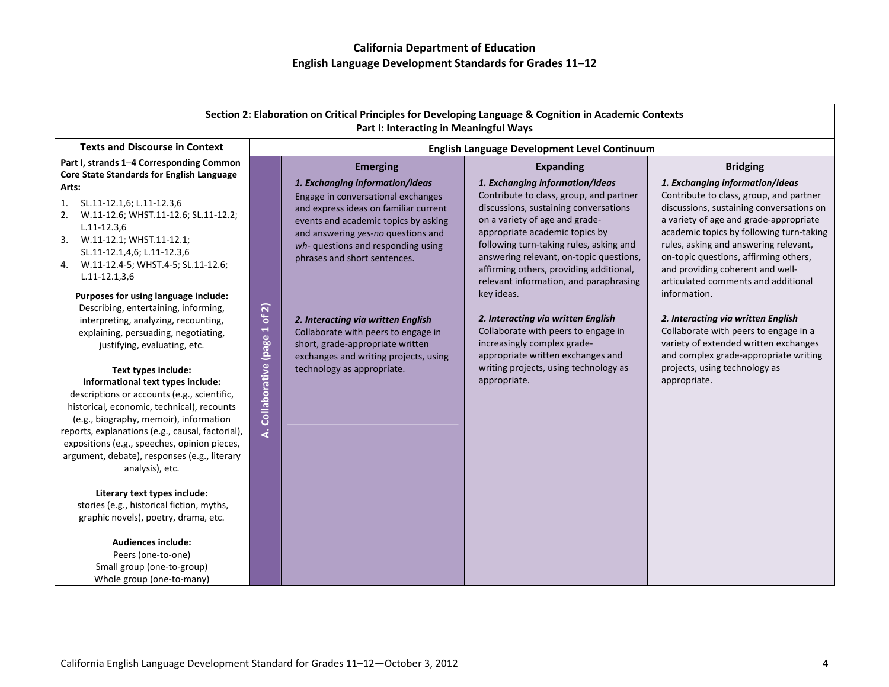# California Department of Education
# English Language Development Standards for Grades 11–12

| Section 2: Elaboration on Critical Principles for Developing Language & Cognition in Academic Contexts<br>Part I: Interacting in Meaningful Ways | | | | |
|---|---|---|---|---|
| **Texts and Discourse in Context** | **English Language Development Level Continuum** | | | |
| **Part I, strands 1–4 Corresponding Common Core State Standards for English Language Arts:**<br>1. SL.11-12.1,6; L.11-12.3,6<br>2. W.11-12.6; WHST.11-12.6; SL.11-12.2; L.11-12.3,6<br>3. W.11-12.1; WHST.11-12.1; SL.11-12.1,4,6; L.11-12.3,6<br>4. W.11-12.4-5; WHST.4-5; SL.11-12.6; L.11-12.1,3,6<br><br>**Purposes for using language include:** Describing, entertaining, informing, interpreting, analyzing, recounting, explaining, persuading, negotiating, justifying, evaluating, etc.<br><br>**Text types include:**<br>**Informational text types include:** descriptions or accounts (e.g., scientific, historical, economic, technical), recounts (e.g., biography, memoir), information reports, explanations (e.g., causal, factorial), expositions (e.g., speeches, opinion pieces, argument, debate), responses (e.g., literary analysis), etc.<br><br>**Literary text types include:** stories (e.g., historical fiction, myths, graphic novels), poetry, drama, etc.<br><br>**Audiences include:**<br>Peers (one-to-one)<br>Small group (one-to-group)<br>Whole group (one-to-many) | **A. Collaborative (page 1 of 2)** | **Emerging**<br><br>***1. Exchanging information/ideas***<br>Engage in conversational exchanges and express ideas on familiar current events and academic topics by asking and answering *yes-no* questions and *wh-* questions and responding using phrases and short sentences.<br><br>***2. Interacting via written English***<br>Collaborate with peers to engage in short, grade-appropriate written exchanges and writing projects, using technology as appropriate. | **Expanding**<br><br>***1. Exchanging information/ideas***<br>Contribute to class, group, and partner discussions, sustaining conversations on a variety of age and grade-appropriate academic topics by following turn-taking rules, asking and answering relevant, on-topic questions, affirming others, providing additional, relevant information, and paraphrasing key ideas.<br><br>***2. Interacting via written English***<br>Collaborate with peers to engage in increasingly complex grade-appropriate written exchanges and writing projects, using technology as appropriate. | **Bridging**<br><br>***1. Exchanging information/ideas***<br>Contribute to class, group, and partner discussions, sustaining conversations on a variety of age and grade-appropriate academic topics by following turn-taking rules, asking and answering relevant, on-topic questions, affirming others, and providing coherent and well-articulated comments and additional information.<br><br>***2. Interacting via written English***<br>Collaborate with peers to engage in a variety of extended written exchanges and complex grade-appropriate writing projects, using technology as appropriate. |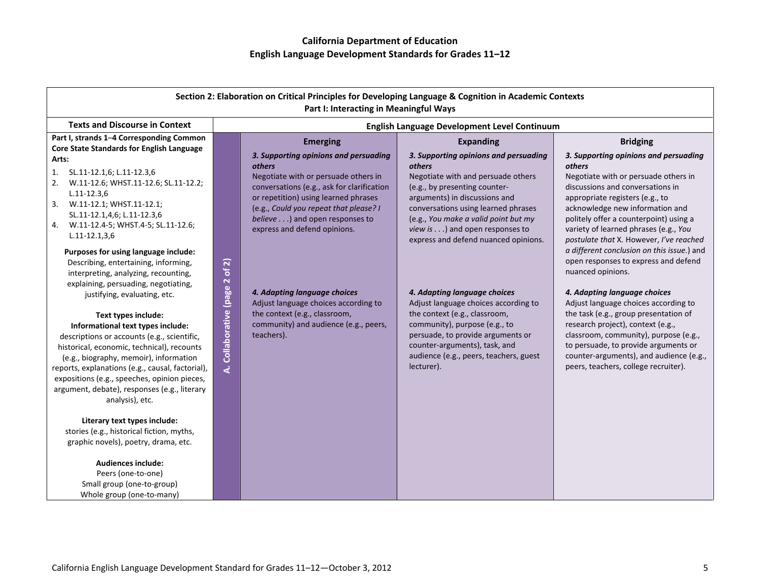# California Department of Education
# English Language Development Standards for Grades 11–12

## Section 2: Elaboration on Critical Principles for Developing Language & Cognition in Academic Contexts
### Part I: Interacting in Meaningful Ways

| Texts and Discourse in Context | | English Language Development Level Continuum | | |
|---|---|---|---|---|
| | | **Emerging** | **Expanding** | **Bridging** |
| **Part I, strands 1–4 Corresponding Common Core State Standards for English Language Arts:**<br>1. SL.11-12.1,6; L.11-12.3,6<br>2. W.11-12.6; WHST.11-12.6; SL.11-12.2; L.11-12.3,6<br>3. W.11-12.1; WHST.11-12.1; SL.11-12.1,4,6; L.11-12.3,6<br>4. W.11-12.4-5; WHST.4-5; SL.11-12.6; L.11-12.1,3,6<br><br>**Purposes for using language include:** Describing, entertaining, informing, interpreting, analyzing, recounting, explaining, persuading, negotiating, justifying, evaluating, etc.<br><br>**Text types include:**<br>**Informational text types include:** descriptions or accounts (e.g., scientific, historical, economic, technical), recounts (e.g., biography, memoir), information reports, explanations (e.g., causal, factorial), expositions (e.g., speeches, opinion pieces, argument, debate), responses (e.g., literary analysis), etc.<br><br>**Literary text types include:** stories (e.g., historical fiction, myths, graphic novels), poetry, drama, etc.<br><br>**Audiences include:**<br>Peers (one-to-one)<br>Small group (one-to-group)<br>Whole group (one-to-many) | **A. Collaborative (page 2 of 2)** | ***3. Supporting opinions and persuading others***<br>Negotiate with or persuade others in conversations (e.g., ask for clarification or repetition) using learned phrases (e.g., *Could you repeat that please? I believe . . .*) and open responses to express and defend opinions.<br><br>***4. Adapting language choices***<br>Adjust language choices according to the context (e.g., classroom, community) and audience (e.g., peers, teachers). | ***3. Supporting opinions and persuading others***<br>Negotiate with and persuade others (e.g., by presenting counter-arguments) in discussions and conversations using learned phrases (e.g., *You make a valid point but my view is . . .*) and open responses to express and defend nuanced opinions.<br><br>***4. Adapting language choices***<br>Adjust language choices according to the context (e.g., classroom, community), purpose (e.g., to persuade, to provide arguments or counter-arguments), task, and audience (e.g., peers, teachers, guest lecturer). | ***3. Supporting opinions and persuading others***<br>Negotiate with or persuade others in discussions and conversations in appropriate registers (e.g., to acknowledge new information and politely offer a counterpoint) using a variety of learned phrases (e.g., *You postulate that* X. *However, I've reached a different conclusion on this issue.*) and open responses to express and defend nuanced opinions.<br><br>***4. Adapting language choices***<br>Adjust language choices according to the task (e.g., group presentation of research project), context (e.g., classroom, community), purpose (e.g., to persuade, to provide arguments or counter-arguments), and audience (e.g., peers, teachers, college recruiter). |

California English Language Development Standard for Grades 11–12—October 3, 2012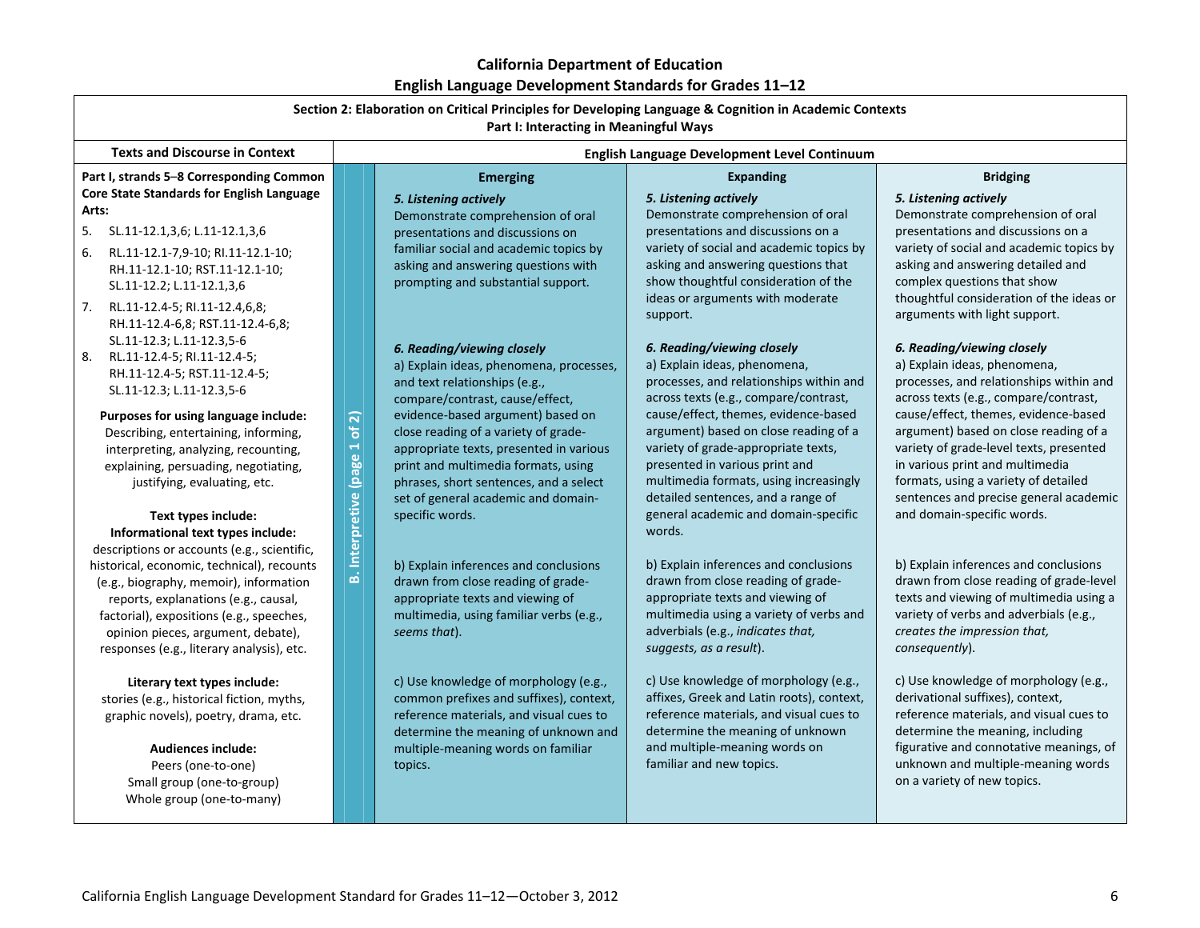# California Department of Education
## English Language Development Standards for Grades 11–12

### Section 2: Elaboration on Critical Principles for Developing Language & Cognition in Academic Contexts
#### Part I: Interacting in Meaningful Ways

| Texts and Discourse in Context | | English Language Development Level Continuum | | |
|---|---|---|---|---|
| | | **Emerging** | **Expanding** | **Bridging** |
| **Part I, strands 5–8 Corresponding Common Core State Standards for English Language Arts:**<br>5. SL.11-12.1,3,6; L.11-12.1,3,6<br>6. RL.11-12.1-7,9-10; RI.11-12.1-10; RH.11-12.1-10; RST.11-12.1-10; SL.11-12.2; L.11-12.1,3,6<br>7. RL.11-12.4-5; RI.11-12.4,6,8; RH.11-12.4-6,8; RST.11-12.4-6,8; SL.11-12.3; L.11-12.3,5-6<br>8. RL.11-12.4-5; RI.11-12.4-5; RH.11-12.4-5; RST.11-12.4-5; SL.11-12.3; L.11-12.3,5-6<br><br>**Purposes for using language include:** Describing, entertaining, informing, interpreting, analyzing, recounting, explaining, persuading, negotiating, justifying, evaluating, etc.<br><br>**Text types include:**<br>**Informational text types include:** descriptions or accounts (e.g., scientific, historical, economic, technical), recounts (e.g., biography, memoir), information reports, explanations (e.g., causal, factorial), expositions (e.g., speeches, opinion pieces, argument, debate), responses (e.g., literary analysis), etc.<br><br>**Literary text types include:** stories (e.g., historical fiction, myths, graphic novels), poetry, drama, etc.<br><br>**Audiences include:**<br>Peers (one-to-one)<br>Small group (one-to-group)<br>Whole group (one-to-many) | **B. Interpretive (page 1 of 2)** | ***5. Listening actively***<br>Demonstrate comprehension of oral presentations and discussions on familiar social and academic topics by asking and answering questions with prompting and substantial support.<br><br>***6. Reading/viewing closely***<br>a) Explain ideas, phenomena, processes, and text relationships (e.g., compare/contrast, cause/effect, evidence-based argument) based on close reading of a variety of grade-appropriate texts, presented in various print and multimedia formats, using phrases, short sentences, and a select set of general academic and domain-specific words.<br><br>b) Explain inferences and conclusions drawn from close reading of grade-appropriate texts and viewing of multimedia, using familiar verbs (e.g., *seems that*).<br><br>c) Use knowledge of morphology (e.g., common prefixes and suffixes), context, reference materials, and visual cues to determine the meaning of unknown and multiple-meaning words on familiar topics. | ***5. Listening actively***<br>Demonstrate comprehension of oral presentations and discussions on a variety of social and academic topics by asking and answering questions that show thoughtful consideration of the ideas or arguments with moderate support.<br><br>***6. Reading/viewing closely***<br>a) Explain ideas, phenomena, processes, and relationships within and across texts (e.g., compare/contrast, cause/effect, themes, evidence-based argument) based on close reading of a variety of grade-appropriate texts, presented in various print and multimedia formats, using increasingly detailed sentences, and a range of general academic and domain-specific words.<br><br>b) Explain inferences and conclusions drawn from close reading of grade-appropriate texts and viewing of multimedia using a variety of verbs and adverbials (e.g., *indicates that, suggests, as a result*).<br><br>c) Use knowledge of morphology (e.g., affixes, Greek and Latin roots), context, reference materials, and visual cues to determine the meaning of unknown and multiple-meaning words on familiar and new topics. | ***5. Listening actively***<br>Demonstrate comprehension of oral presentations and discussions on a variety of social and academic topics by asking and answering detailed and complex questions that show thoughtful consideration of the ideas or arguments with light support.<br><br>***6. Reading/viewing closely***<br>a) Explain ideas, phenomena, processes, and relationships within and across texts (e.g., compare/contrast, cause/effect, themes, evidence-based argument) based on close reading of a variety of grade-level texts, presented in various print and multimedia formats, using a variety of detailed sentences and precise general academic and domain-specific words.<br><br>b) Explain inferences and conclusions drawn from close reading of grade-level texts and viewing of multimedia using a variety of verbs and adverbials (e.g., *creates the impression that, consequently*).<br><br>c) Use knowledge of morphology (e.g., derivational suffixes), context, reference materials, and visual cues to determine the meaning, including figurative and connotative meanings, of unknown and multiple-meaning words on a variety of new topics. |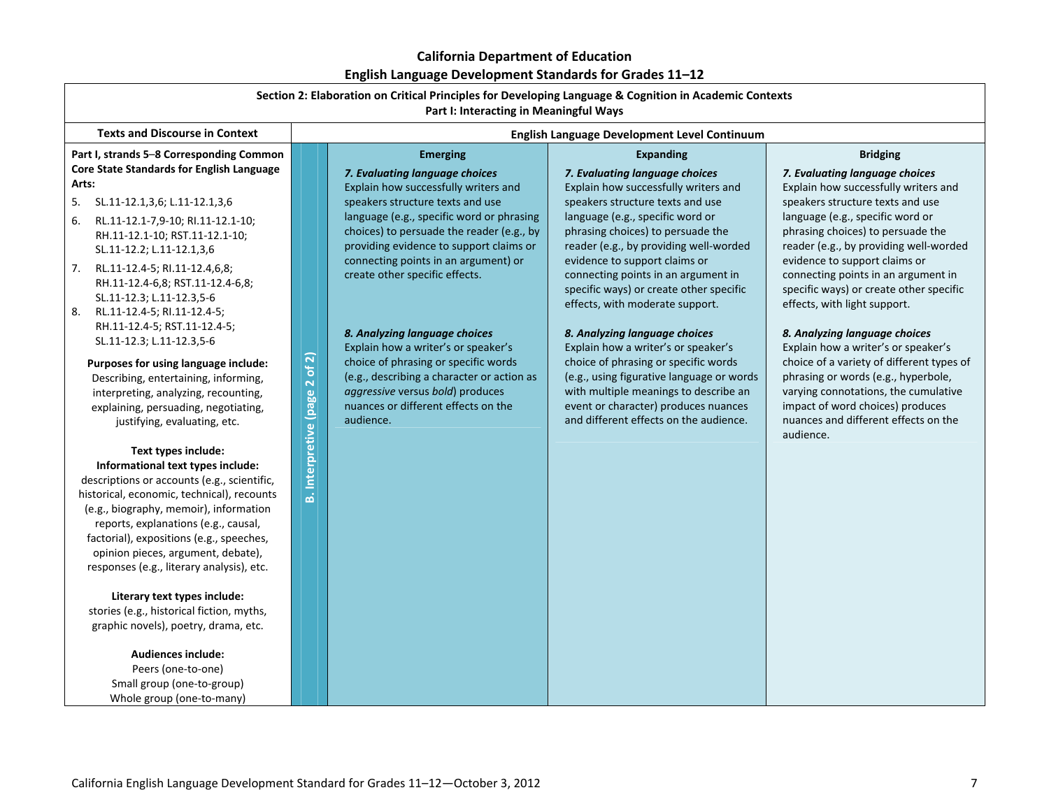# California Department of Education

## English Language Development Standards for Grades 11–12

### Section 2: Elaboration on Critical Principles for Developing Language & Cognition in Academic Contexts

### Part I: Interacting in Meaningful Ways

| Texts and Discourse in Context | | English Language Development Level Continuum | | |
|---|---|---|---|---|
| | | **Emerging** | **Expanding** | **Bridging** |
| **Part I, strands 5–8 Corresponding Common Core State Standards for English Language Arts:**<br>5. SL.11-12.1,3,6; L.11-12.1,3,6<br>6. RL.11-12.1-7,9-10; RI.11-12.1-10; RH.11-12.1-10; RST.11-12.1-10; SL.11-12.2; L.11-12.1,3,6<br>7. RL.11-12.4-5; RI.11-12.4,6,8; RH.11-12.4-6,8; RST.11-12.4-6,8; SL.11-12.3; L.11-12.3,5-6<br>8. RL.11-12.4-5; RI.11-12.4-5; RH.11-12.4-5; RST.11-12.4-5; SL.11-12.3; L.11-12.3,5-6<br><br>**Purposes for using language include:** Describing, entertaining, informing, interpreting, analyzing, recounting, explaining, persuading, negotiating, justifying, evaluating, etc.<br><br>**Text types include:**<br>**Informational text types include:** descriptions or accounts (e.g., scientific, historical, economic, technical), recounts (e.g., biography, memoir), information reports, explanations (e.g., causal, factorial), expositions (e.g., speeches, opinion pieces, argument, debate), responses (e.g., literary analysis), etc.<br><br>**Literary text types include:** stories (e.g., historical fiction, myths, graphic novels), poetry, drama, etc.<br><br>**Audiences include:**<br>Peers (one-to-one)<br>Small group (one-to-group)<br>Whole group (one-to-many) | **B. Interpretive (page 2 of 2)** | ***7. Evaluating language choices***<br>Explain how successfully writers and speakers structure texts and use language (e.g., specific word or phrasing choices) to persuade the reader (e.g., by providing evidence to support claims or connecting points in an argument) or create other specific effects.<br><br>***8. Analyzing language choices***<br>Explain how a writer's or speaker's choice of phrasing or specific words (e.g., describing a character or action as *aggressive* versus *bold*) produces nuances or different effects on the audience. | ***7. Evaluating language choices***<br>Explain how successfully writers and speakers structure texts and use language (e.g., specific word or phrasing choices) to persuade the reader (e.g., by providing well-worded evidence to support claims or connecting points in an argument in specific ways) or create other specific effects, with moderate support.<br><br>***8. Analyzing language choices***<br>Explain how a writer's or speaker's choice of phrasing or specific words (e.g., using figurative language or words with multiple meanings to describe an event or character) produces nuances and different effects on the audience. | ***7. Evaluating language choices***<br>Explain how successfully writers and speakers structure texts and use language (e.g., specific word or phrasing choices) to persuade the reader (e.g., by providing well-worded evidence to support claims or connecting points in an argument in specific ways) or create other specific effects, with light support.<br><br>***8. Analyzing language choices***<br>Explain how a writer's or speaker's choice of a variety of different types of phrasing or words (e.g., hyperbole, varying connotations, the cumulative impact of word choices) produces nuances and different effects on the audience. |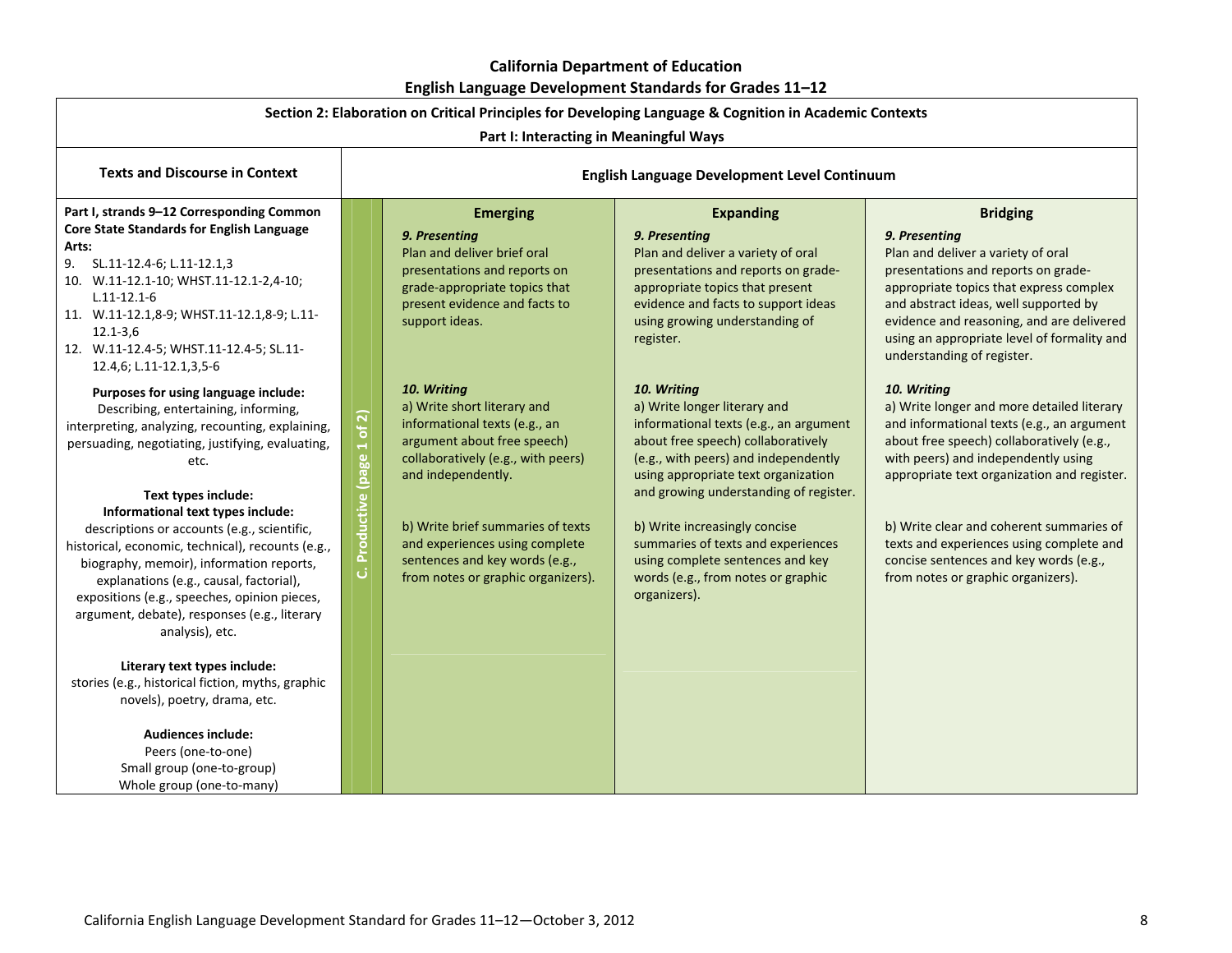# California Department of Education

## English Language Development Standards for Grades 11–12

### Section 2: Elaboration on Critical Principles for Developing Language & Cognition in Academic Contexts

### Part I: Interacting in Meaningful Ways

| Texts and Discourse in Context | | English Language Development Level Continuum | | |
|---|---|---|---|---|
| | | **Emerging** | **Expanding** | **Bridging** |
| **Part I, strands 9–12 Corresponding Common Core State Standards for English Language Arts:**<br>9. SL.11-12.4-6; L.11-12.1,3<br>10. W.11-12.1-10; WHST.11-12.1-2,4-10; L.11-12.1-6<br>11. W.11-12.1,8-9; WHST.11-12.1,8-9; L.11-12.1-3,6<br>12. W.11-12.4-5; WHST.11-12.4-5; SL.11-12.4,6; L.11-12.1,3,5-6 | C. Productive (page 1 of 2) | ***9. Presenting***<br>Plan and deliver brief oral presentations and reports on grade-appropriate topics that present evidence and facts to support ideas. | ***9. Presenting***<br>Plan and deliver a variety of oral presentations and reports on grade-appropriate topics that present evidence and facts to support ideas using growing understanding of register. | ***9. Presenting***<br>Plan and deliver a variety of oral presentations and reports on grade-appropriate topics that express complex and abstract ideas, well supported by evidence and reasoning, and are delivered using an appropriate level of formality and understanding of register. |
| **Purposes for using language include:**<br>Describing, entertaining, informing, interpreting, analyzing, recounting, explaining, persuading, negotiating, justifying, evaluating, etc.<br><br>**Text types include:**<br>**Informational text types include:**<br>descriptions or accounts (e.g., scientific, historical, economic, technical), recounts (e.g., biography, memoir), information reports, explanations (e.g., causal, factorial), expositions (e.g., speeches, opinion pieces, argument, debate), responses (e.g., literary analysis), etc.<br><br>**Literary text types include:**<br>stories (e.g., historical fiction, myths, graphic novels), poetry, drama, etc.<br><br>**Audiences include:**<br>Peers (one-to-one)<br>Small group (one-to-group)<br>Whole group (one-to-many) | | ***10. Writing***<br>a) Write short literary and informational texts (e.g., an argument about free speech) collaboratively (e.g., with peers) and independently.<br><br>b) Write brief summaries of texts and experiences using complete sentences and key words (e.g., from notes or graphic organizers). | ***10. Writing***<br>a) Write longer literary and informational texts (e.g., an argument about free speech) collaboratively (e.g., with peers) and independently using appropriate text organization and growing understanding of register.<br><br>b) Write increasingly concise summaries of texts and experiences using complete sentences and key words (e.g., from notes or graphic organizers). | ***10. Writing***<br>a) Write longer and more detailed literary and informational texts (e.g., an argument about free speech) collaboratively (e.g., with peers) and independently using appropriate text organization and register.<br><br>b) Write clear and coherent summaries of texts and experiences using complete and concise sentences and key words (e.g., from notes or graphic organizers). |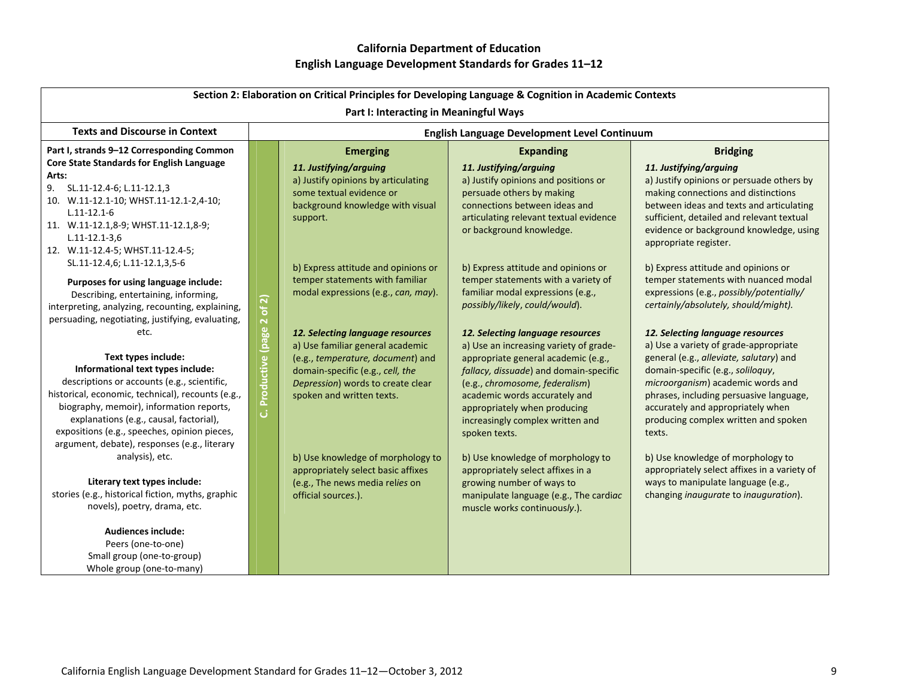**California Department of Education**
**English Language Development Standards for Grades 11–12**

| Section 2: Elaboration on Critical Principles for Developing Language & Cognition in Academic Contexts | | | | |
|---|---|---|---|---|
| **Part I: Interacting in Meaningful Ways** | | | | |
| **Texts and Discourse in Context** | **English Language Development Level Continuum** | | | |
| | | **Emerging** | **Expanding** | **Bridging** |
| **Part I, strands 9–12 Corresponding Common Core State Standards for English Language Arts:**<br>9. SL.11-12.4-6; L.11-12.1,3<br>10. W.11-12.1-10; WHST.11-12.1-2,4-10; L.11-12.1-6<br>11. W.11-12.1,8-9; WHST.11-12.1,8-9; L.11-12.1-3,6<br>12. W.11-12.4-5; WHST.11-12.4-5; SL.11-12.4,6; L.11-12.1,3,5-6<br><br>**Purposes for using language include:**<br>Describing, entertaining, informing, interpreting, analyzing, recounting, explaining, persuading, negotiating, justifying, evaluating, etc.<br><br>**Text types include:**<br>**Informational text types include:**<br>descriptions or accounts (e.g., scientific, historical, economic, technical), recounts (e.g., biography, memoir), information reports, explanations (e.g., causal, factorial), expositions (e.g., speeches, opinion pieces, argument, debate), responses (e.g., literary analysis), etc.<br><br>**Literary text types include:**<br>stories (e.g., historical fiction, myths, graphic novels), poetry, drama, etc.<br><br>**Audiences include:**<br>Peers (one-to-one)<br>Small group (one-to-group)<br>Whole group (one-to-many) | **C. Productive (page 2 of 2)** | ***11. Justifying/arguing***<br>a) Justify opinions by articulating some textual evidence or background knowledge with visual support.<br><br>b) Express attitude and opinions or temper statements with familiar modal expressions (e.g., *can, may*).<br><br>***12. Selecting language resources***<br>a) Use familiar general academic (e.g., *temperature, document*) and domain-specific (e.g., *cell, the Depression*) words to create clear spoken and written texts.<br><br>b) Use knowledge of morphology to appropriately select basic affixes (e.g., The news media rel*ies* on official source*s*.). | ***11. Justifying/arguing***<br>a) Justify opinions and positions or persuade others by making connections between ideas and articulating relevant textual evidence or background knowledge.<br><br>b) Express attitude and opinions or temper statements with a variety of familiar modal expressions (e.g., *possibly/likely*, *could/would*).<br><br>***12. Selecting language resources***<br>a) Use an increasing variety of grade-appropriate general academic (e.g., *fallacy, dissuade*) and domain-specific (e.g., *chromosome, federalism*) academic words accurately and appropriately when producing increasingly complex written and spoken texts.<br><br>b) Use knowledge of morphology to appropriately select affixes in a growing number of ways to manipulate language (e.g., The cardi*ac* muscle work*s* continuous*ly*.). | ***11. Justifying/arguing***<br>a) Justify opinions or persuade others by making connections and distinctions between ideas and texts and articulating sufficient, detailed and relevant textual evidence or background knowledge, using appropriate register.<br><br>b) Express attitude and opinions or temper statements with nuanced modal expressions (e.g., *possibly/potentially/ certainly/absolutely, should/might).*<br><br>***12. Selecting language resources***<br>a) Use a variety of grade-appropriate general (e.g., *alleviate, salutary*) and domain-specific (e.g., *soliloquy*, *microorganism*) academic words and phrases, including persuasive language, accurately and appropriately when producing complex written and spoken texts.<br><br>b) Use knowledge of morphology to appropriately select affixes in a variety of ways to manipulate language (e.g., changing *inaugurate* to *inauguration*). |

California English Language Development Standard for Grades 11–12—October 3, 2012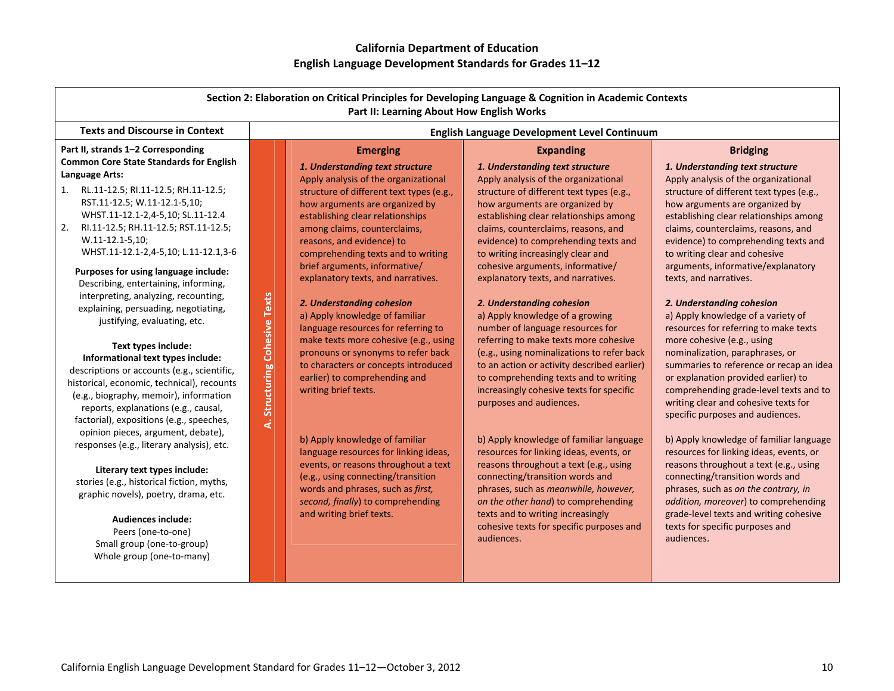## California Department of Education
## English Language Development Standards for Grades 11–12

| Section 2: Elaboration on Critical Principles for Developing Language & Cognition in Academic Contexts<br>Part II: Learning About How English Works | | | | |
|---|---|---|---|---|
| **Texts and Discourse in Context** | | **English Language Development Level Continuum** | | |
| | | **Emerging** | **Expanding** | **Bridging** |
| **Part II, strands 1–2 Corresponding Common Core State Standards for English Language Arts:**<br>1. RL.11-12.5; RI.11-12.5; RH.11-12.5; RST.11-12.5; W.11-12.1-5,10; WHST.11-12.1-2,4-5,10; SL.11-12.4<br>2. RI.11-12.5; RH.11-12.5; RST.11-12.5; W.11-12.1-5,10; WHST.11-12.1-2,4-5,10; L.11-12.1,3-6<br><br>**Purposes for using language include:** Describing, entertaining, informing, interpreting, analyzing, recounting, explaining, persuading, negotiating, justifying, evaluating, etc.<br><br>**Text types include:**<br>**Informational text types include:** descriptions or accounts (e.g., scientific, historical, economic, technical), recounts (e.g., biography, memoir), information reports, explanations (e.g., causal, factorial), expositions (e.g., speeches, opinion pieces, argument, debate), responses (e.g., literary analysis), etc.<br><br>**Literary text types include:** stories (e.g., historical fiction, myths, graphic novels), poetry, drama, etc.<br><br>**Audiences include:**<br>Peers (one-to-one)<br>Small group (one-to-group)<br>Whole group (one-to-many) | **A. Structuring Cohesive Texts** | ***1. Understanding text structure***<br>Apply analysis of the organizational structure of different text types (e.g., how arguments are organized by establishing clear relationships among claims, counterclaims, reasons, and evidence) to comprehending texts and to writing brief arguments, informative/explanatory texts, and narratives. | ***1. Understanding text structure***<br>Apply analysis of the organizational structure of different text types (e.g., how arguments are organized by establishing clear relationships among claims, counterclaims, reasons, and evidence) to comprehending texts and to writing increasingly clear and cohesive arguments, informative/explanatory texts, and narratives. | ***1. Understanding text structure***<br>Apply analysis of the organizational structure of different text types (e.g., how arguments are organized by establishing clear relationships among claims, counterclaims, reasons, and evidence) to comprehending texts and to writing clear and cohesive arguments, informative/explanatory texts, and narratives. |
| | | ***2. Understanding cohesion***<br>a) Apply knowledge of familiar language resources for referring to make texts more cohesive (e.g., using pronouns or synonyms to refer back to characters or concepts introduced earlier) to comprehending and writing brief texts. | ***2. Understanding cohesion***<br>a) Apply knowledge of a growing number of language resources for referring to make texts more cohesive (e.g., using nominalizations to refer back to an action or activity described earlier) to comprehending texts and to writing increasingly cohesive texts for specific purposes and audiences. | ***2. Understanding cohesion***<br>a) Apply knowledge of a variety of resources for referring to make texts more cohesive (e.g., using nominalization, paraphrases, or summaries to reference or recap an idea or explanation provided earlier) to comprehending grade-level texts and to writing clear and cohesive texts for specific purposes and audiences. |
| | | b) Apply knowledge of familiar language resources for linking ideas, events, or reasons throughout a text (e.g., using connecting/transition words and phrases, such as *first, second, finally*) to comprehending and writing brief texts. | b) Apply knowledge of familiar language resources for linking ideas, events, or reasons throughout a text (e.g., using connecting/transition words and phrases, such as *meanwhile, however, on the other hand*) to comprehending texts and to writing increasingly cohesive texts for specific purposes and audiences. | b) Apply knowledge of familiar language resources for linking ideas, events, or reasons throughout a text (e.g., using connecting/transition words and phrases, such as *on the contrary, in addition, moreover*) to comprehending grade-level texts and writing cohesive texts for specific purposes and audiences. |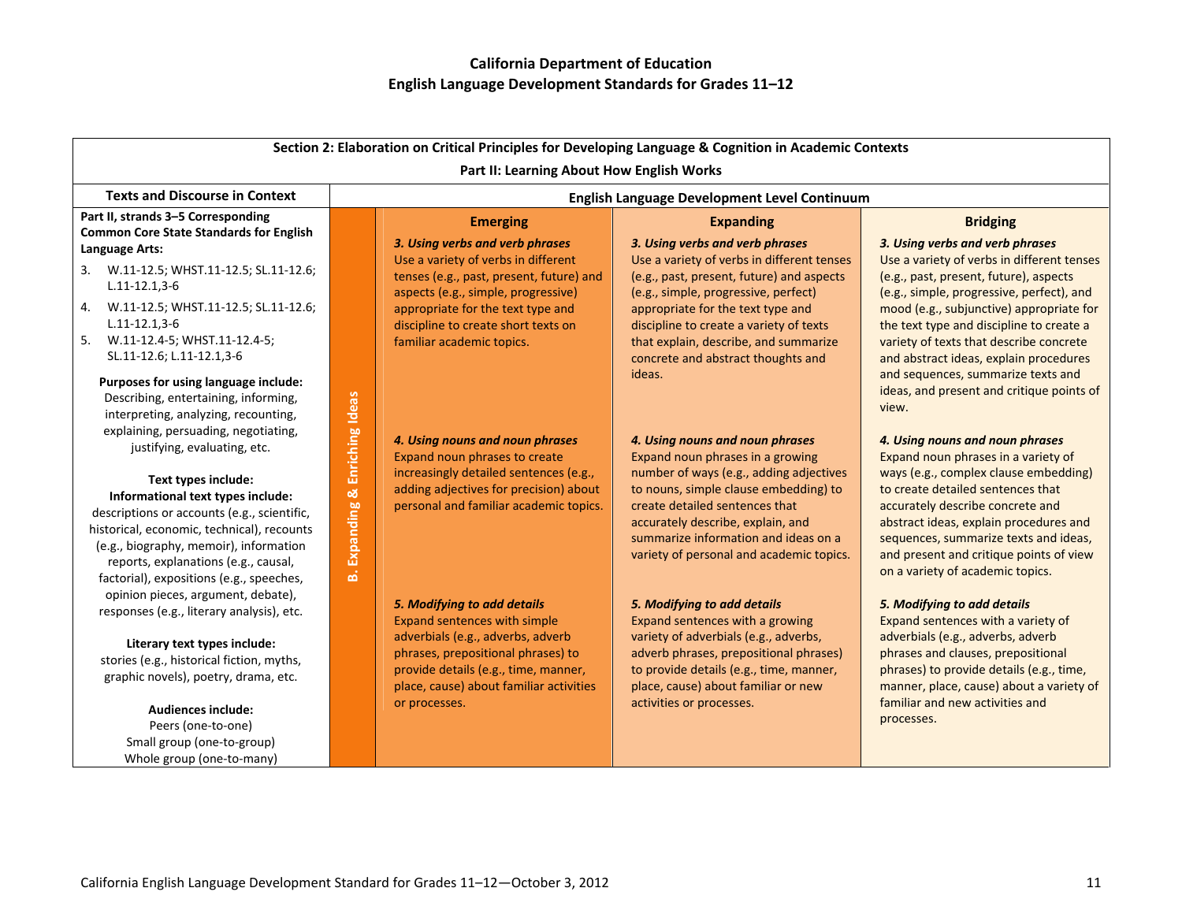# California Department of Education
# English Language Development Standards for Grades 11–12

## Section 2: Elaboration on Critical Principles for Developing Language & Cognition in Academic Contexts

### Part II: Learning About How English Works

| Texts and Discourse in Context | | English Language Development Level Continuum | | |
|---|---|---|---|---|
| | | **Emerging** | **Expanding** | **Bridging** |
| **Part II, strands 3–5 Corresponding Common Core State Standards for English Language Arts:**<br>3. W.11-12.5; WHST.11-12.5; SL.11-12.6; L.11-12.1,3-6<br>4. W.11-12.5; WHST.11-12.5; SL.11-12.6; L.11-12.1,3-6<br>5. W.11-12.4-5; WHST.11-12.4-5; SL.11-12.6; L.11-12.1,3-6 | **B. Expanding & Enriching Ideas** | ***3. Using verbs and verb phrases***<br>Use a variety of verbs in different tenses (e.g., past, present, future) and aspects (e.g., simple, progressive) appropriate for the text type and discipline to create short texts on familiar academic topics. | ***3. Using verbs and verb phrases***<br>Use a variety of verbs in different tenses (e.g., past, present, future) and aspects (e.g., simple, progressive, perfect) appropriate for the text type and discipline to create a variety of texts that explain, describe, and summarize concrete and abstract thoughts and ideas. | ***3. Using verbs and verb phrases***<br>Use a variety of verbs in different tenses (e.g., past, present, future), aspects (e.g., simple, progressive, perfect), and mood (e.g., subjunctive) appropriate for the text type and discipline to create a variety of texts that describe concrete and abstract ideas, explain procedures and sequences, summarize texts and ideas, and present and critique points of view. |
| **Purposes for using language include:**<br>Describing, entertaining, informing, interpreting, analyzing, recounting, explaining, persuading, negotiating, justifying, evaluating, etc.<br><br>**Text types include:**<br>**Informational text types include:**<br>descriptions or accounts (e.g., scientific, historical, economic, technical), recounts (e.g., biography, memoir), information reports, explanations (e.g., causal, factorial), expositions (e.g., speeches, opinion pieces, argument, debate), responses (e.g., literary analysis), etc. | **B. Expanding & Enriching Ideas** | ***4. Using nouns and noun phrases***<br>Expand noun phrases to create increasingly detailed sentences (e.g., adding adjectives for precision) about personal and familiar academic topics. | ***4. Using nouns and noun phrases***<br>Expand noun phrases in a growing number of ways (e.g., adding adjectives to nouns, simple clause embedding) to create detailed sentences that accurately describe, explain, and summarize information and ideas on a variety of personal and academic topics. | ***4. Using nouns and noun phrases***<br>Expand noun phrases in a variety of ways (e.g., complex clause embedding) to create detailed sentences that accurately describe concrete and abstract ideas, explain procedures and sequences, summarize texts and ideas, and present and critique points of view on a variety of academic topics. |
| **Literary text types include:**<br>stories (e.g., historical fiction, myths, graphic novels), poetry, drama, etc.<br><br>**Audiences include:**<br>Peers (one-to-one)<br>Small group (one-to-group)<br>Whole group (one-to-many) | **B. Expanding & Enriching Ideas** | ***5. Modifying to add details***<br>Expand sentences with simple adverbials (e.g., adverbs, adverb phrases, prepositional phrases) to provide details (e.g., time, manner, place, cause) about familiar activities or processes. | ***5. Modifying to add details***<br>Expand sentences with a growing variety of adverbials (e.g., adverbs, adverb phrases, prepositional phrases) to provide details (e.g., time, manner, place, cause) about familiar or new activities or processes. | ***5. Modifying to add details***<br>Expand sentences with a variety of adverbials (e.g., adverbs, adverb phrases and clauses, prepositional phrases) to provide details (e.g., time, manner, place, cause) about a variety of familiar and new activities and processes. |

California English Language Development Standard for Grades 11–12—October 3, 2012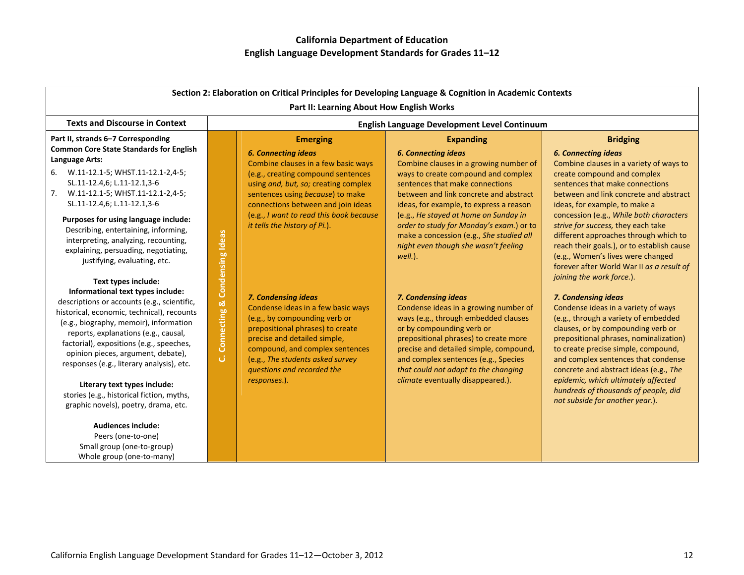**California Department of Education**
**English Language Development Standards for Grades 11–12**

| Section 2: Elaboration on Critical Principles for Developing Language & Cognition in Academic Contexts<br>Part II: Learning About How English Works | | | | |
|---|---|---|---|---|
| **Texts and Discourse in Context** | **English Language Development Level Continuum** | | | |
| | | **Emerging** | **Expanding** | **Bridging** |
| **Part II, strands 6–7 Corresponding Common Core State Standards for English Language Arts:**<br>6. W.11-12.1-5; WHST.11-12.1-2,4-5; SL.11-12.4,6; L.11-12.1,3-6<br>7. W.11-12.1-5; WHST.11-12.1-2,4-5; SL.11-12.4,6; L.11-12.1,3-6<br><br>**Purposes for using language include:**<br>Describing, entertaining, informing, interpreting, analyzing, recounting, explaining, persuading, negotiating, justifying, evaluating, etc.<br><br>**Text types include:**<br>**Informational text types include:**<br>descriptions or accounts (e.g., scientific, historical, economic, technical), recounts (e.g., biography, memoir), information reports, explanations (e.g., causal, factorial), expositions (e.g., speeches, opinion pieces, argument, debate), responses (e.g., literary analysis), etc.<br><br>**Literary text types include:**<br>stories (e.g., historical fiction, myths, graphic novels), poetry, drama, etc.<br><br>**Audiences include:**<br>Peers (one-to-one)<br>Small group (one-to-group)<br>Whole group (one-to-many) | **C. Connecting & Condensing Ideas** | ***6. Connecting ideas***<br>Combine clauses in a few basic ways (e.g., creating compound sentences using *and, but, so;* creating complex sentences using *because*) to make connections between and join ideas (e.g., *I want to read this book because it tells the history of Pi.*).<br><br>***7. Condensing ideas***<br>Condense ideas in a few basic ways (e.g., by compounding verb or prepositional phrases) to create precise and detailed simple, compound, and complex sentences (e.g., *The students asked survey questions and recorded the responses.*). | ***6. Connecting ideas***<br>Combine clauses in a growing number of ways to create compound and complex sentences that make connections between and link concrete and abstract ideas, for example, to express a reason (e.g., *He stayed at home on Sunday in order to study for Monday's exam.*) or to make a concession (e.g., *She studied all night even though she wasn't feeling well.*).<br><br>***7. Condensing ideas***<br>Condense ideas in a growing number of ways (e.g., through embedded clauses or by compounding verb or prepositional phrases) to create more precise and detailed simple, compound, and complex sentences (e.g., Species *that could not adapt to the changing climate* eventually disappeared.). | ***6. Connecting ideas***<br>Combine clauses in a variety of ways to create compound and complex sentences that make connections between and link concrete and abstract ideas, for example, to make a concession (e.g., *While both characters strive for success,* they each take different approaches through which to reach their goals.), or to establish cause (e.g., Women's lives were changed forever after World War II *as a result of joining the work force.*).<br><br>***7. Condensing ideas***<br>Condense ideas in a variety of ways (e.g., through a variety of embedded clauses, or by compounding verb or prepositional phrases, nominalization) to create precise simple, compound, and complex sentences that condense concrete and abstract ideas (e.g., *The epidemic, which ultimately affected hundreds of thousands of people, did not subside for another year.*). |

California English Language Development Standard for Grades 11–12—October 3, 2012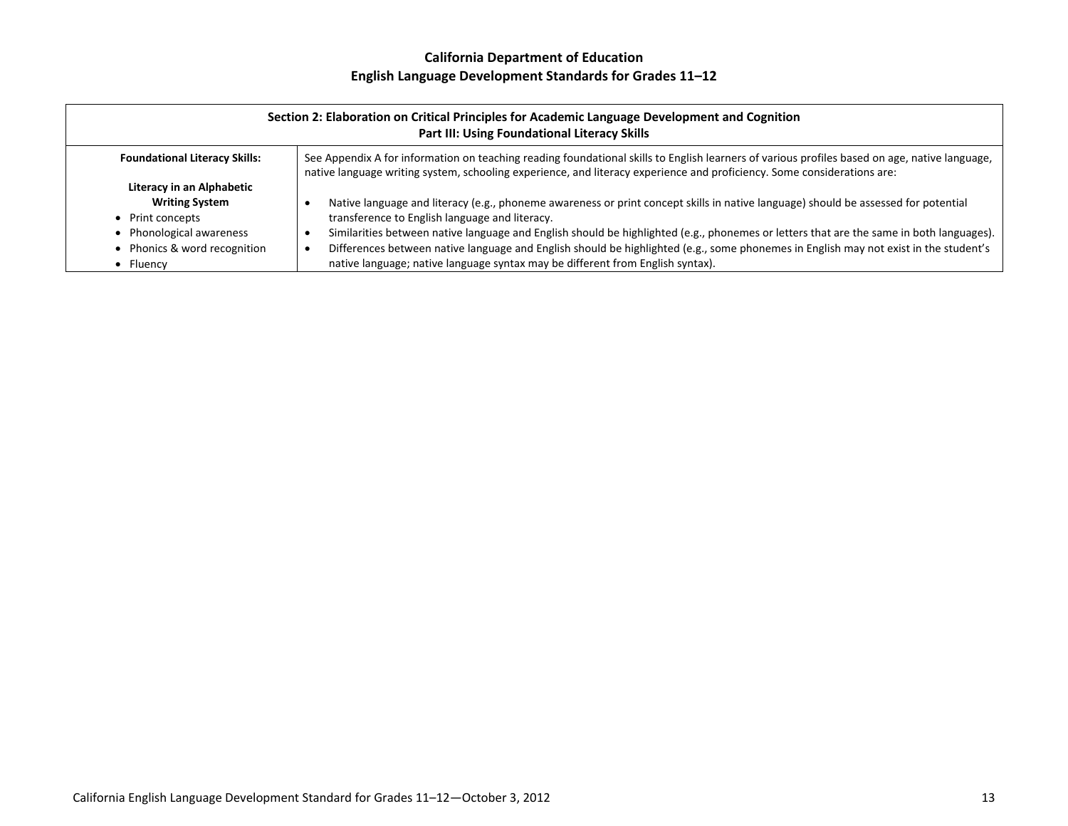# California Department of Education
## English Language Development Standards for Grades 11–12

| Section 2: Elaboration on Critical Principles for Academic Language Development and Cognition<br>Part III: Using Foundational Literacy Skills | |
|---|---|
| **Foundational Literacy Skills:**<br><br>**Literacy in an Alphabetic Writing System**<br>• Print concepts<br>• Phonological awareness<br>• Phonics & word recognition<br>• Fluency | See Appendix A for information on teaching reading foundational skills to English learners of various profiles based on age, native language, native language writing system, schooling experience, and literacy experience and proficiency. Some considerations are:<br><br>• Native language and literacy (e.g., phoneme awareness or print concept skills in native language) should be assessed for potential transference to English language and literacy.<br>• Similarities between native language and English should be highlighted (e.g., phonemes or letters that are the same in both languages).<br>• Differences between native language and English should be highlighted (e.g., some phonemes in English may not exist in the student's native language; native language syntax may be different from English syntax). |